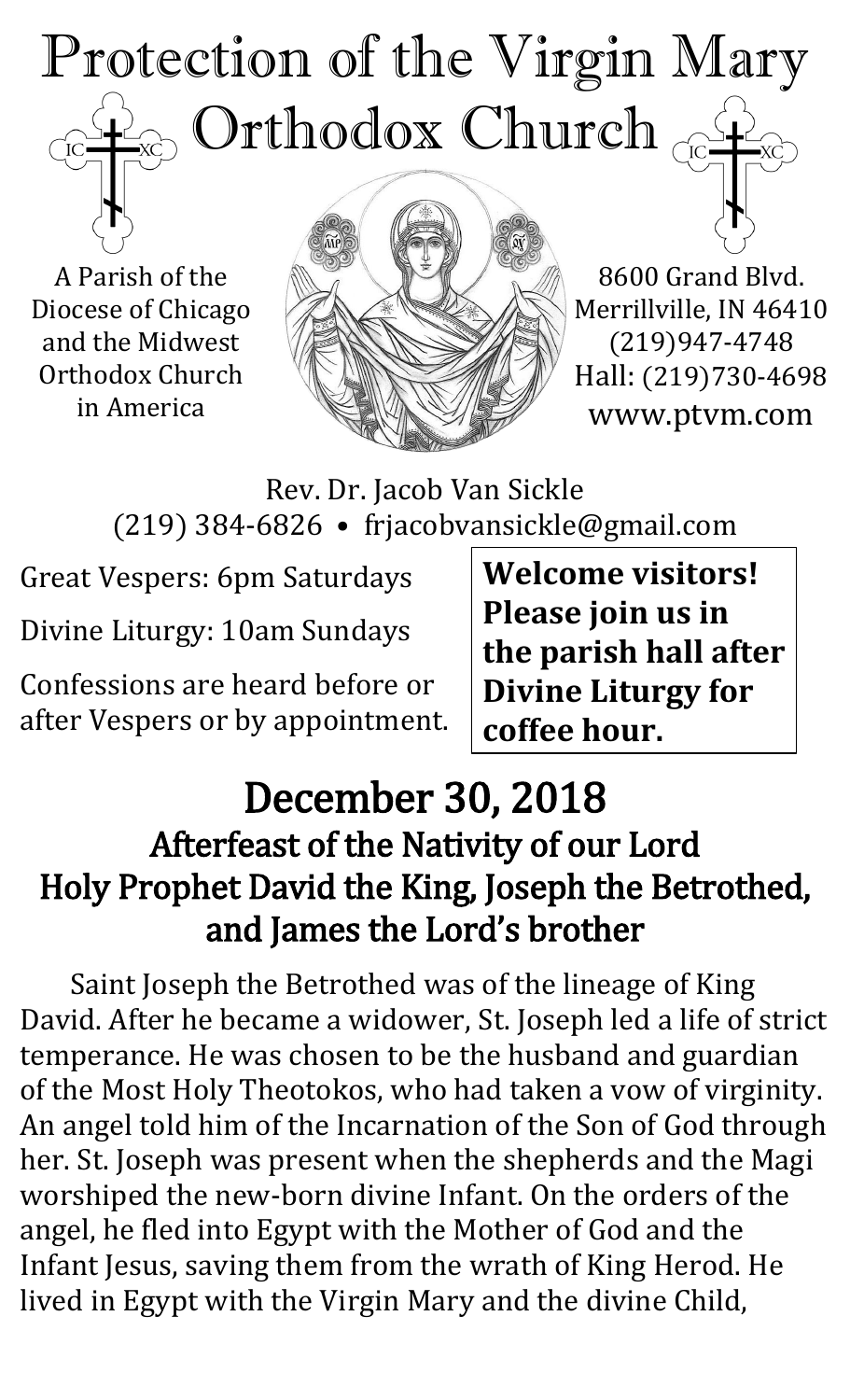# Protection of the Virgin Mary Orthodox Church

A Parish of the Diocese of Chicago and the Midwest Orthodox Church in America

8600 Grand Blvd.
Merrillville, IN 46410
(219)947-4748
Hall: (219)730-4698
www.ptvm.com

Rev. Dr. Jacob Van Sickle
(219) 384-6826 • frjacobvansickle@gmail.com

Great Vespers: 6pm Saturdays

Divine Liturgy: 10am Sundays

Confessions are heard before or after Vespers or by appointment.

**Welcome visitors! Please join us in the parish hall after Divine Liturgy for coffee hour.**

## December 30, 2018

### Afterfeast of the Nativity of our Lord
### Holy Prophet David the King, Joseph the Betrothed, and James the Lord's brother

Saint Joseph the Betrothed was of the lineage of King David. After he became a widower, St. Joseph led a life of strict temperance. He was chosen to be the husband and guardian of the Most Holy Theotokos, who had taken a vow of virginity. An angel told him of the Incarnation of the Son of God through her. St. Joseph was present when the shepherds and the Magi worshiped the new-born divine Infant. On the orders of the angel, he fled into Egypt with the Mother of God and the Infant Jesus, saving them from the wrath of King Herod. He lived in Egypt with the Virgin Mary and the divine Child,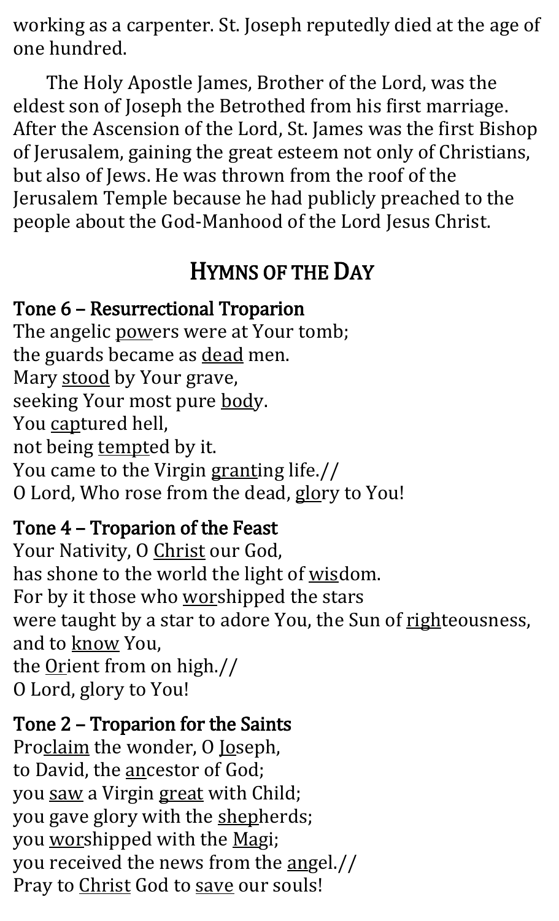working as a carpenter. St. Joseph reputedly died at the age of one hundred.

The Holy Apostle James, Brother of the Lord, was the eldest son of Joseph the Betrothed from his first marriage. After the Ascension of the Lord, St. James was the first Bishop of Jerusalem, gaining the great esteem not only of Christians, but also of Jews. He was thrown from the roof of the Jerusalem Temple because he had publicly preached to the people about the God-Manhood of the Lord Jesus Christ.

## HYMNS OF THE DAY

### Tone 6 – Resurrectional Troparion

The angelic powers were at Your tomb;
the guards became as dead men.
Mary stood by Your grave,
seeking Your most pure body.
You captured hell,
not being tempted by it.
You came to the Virgin granting life.//
O Lord, Who rose from the dead, glory to You!

### Tone 4 – Troparion of the Feast

Your Nativity, O Christ our God,
has shone to the world the light of wisdom.
For by it those who worshipped the stars
were taught by a star to adore You, the Sun of righteousness,
and to know You,
the Orient from on high.//
O Lord, glory to You!

### Tone 2 – Troparion for the Saints

Proclaim the wonder, O Joseph,
to David, the ancestor of God;
you saw a Virgin great with Child;
you gave glory with the shepherds;
you worshipped with the Magi;
you received the news from the angel.//
Pray to Christ God to save our souls!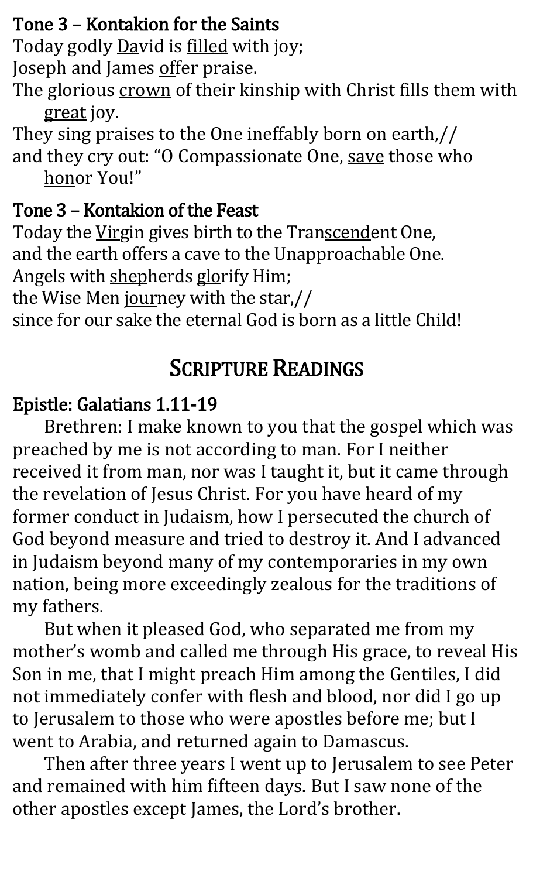### Tone 3 – Kontakion for the Saints

Today godly David is filled with joy;
Joseph and James offer praise.
The glorious crown of their kinship with Christ fills them with great joy.
They sing praises to the One ineffably born on earth,//
and they cry out: "O Compassionate One, save those who honor You!"

### Tone 3 – Kontakion of the Feast

Today the Virgin gives birth to the Transcendent One,
and the earth offers a cave to the Unapproachable One.
Angels with shepherds glorify Him;
the Wise Men journey with the star,//
since for our sake the eternal God is born as a little Child!

## SCRIPTURE READINGS

### Epistle: Galatians 1.11-19

Brethren: I make known to you that the gospel which was preached by me is not according to man. For I neither received it from man, nor was I taught it, but it came through the revelation of Jesus Christ. For you have heard of my former conduct in Judaism, how I persecuted the church of God beyond measure and tried to destroy it. And I advanced in Judaism beyond many of my contemporaries in my own nation, being more exceedingly zealous for the traditions of my fathers.

But when it pleased God, who separated me from my mother's womb and called me through His grace, to reveal His Son in me, that I might preach Him among the Gentiles, I did not immediately confer with flesh and blood, nor did I go up to Jerusalem to those who were apostles before me; but I went to Arabia, and returned again to Damascus.

Then after three years I went up to Jerusalem to see Peter and remained with him fifteen days. But I saw none of the other apostles except James, the Lord's brother.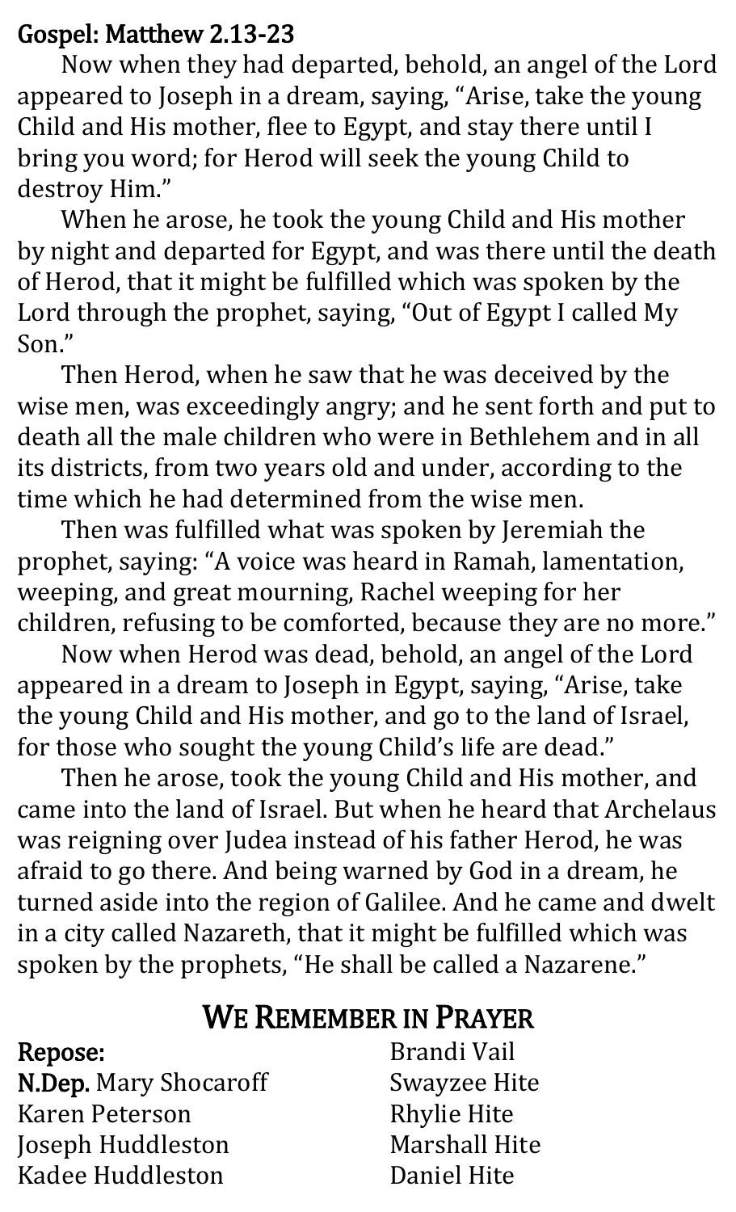**Gospel: Matthew 2.13-23**

Now when they had departed, behold, an angel of the Lord appeared to Joseph in a dream, saying, "Arise, take the young Child and His mother, flee to Egypt, and stay there until I bring you word; for Herod will seek the young Child to destroy Him."

When he arose, he took the young Child and His mother by night and departed for Egypt, and was there until the death of Herod, that it might be fulfilled which was spoken by the Lord through the prophet, saying, "Out of Egypt I called My Son."

Then Herod, when he saw that he was deceived by the wise men, was exceedingly angry; and he sent forth and put to death all the male children who were in Bethlehem and in all its districts, from two years old and under, according to the time which he had determined from the wise men.

Then was fulfilled what was spoken by Jeremiah the prophet, saying: "A voice was heard in Ramah, lamentation, weeping, and great mourning, Rachel weeping for her children, refusing to be comforted, because they are no more."

Now when Herod was dead, behold, an angel of the Lord appeared in a dream to Joseph in Egypt, saying, "Arise, take the young Child and His mother, and go to the land of Israel, for those who sought the young Child's life are dead."

Then he arose, took the young Child and His mother, and came into the land of Israel. But when he heard that Archelaus was reigning over Judea instead of his father Herod, he was afraid to go there. And being warned by God in a dream, he turned aside into the region of Galilee. And he came and dwelt in a city called Nazareth, that it might be fulfilled which was spoken by the prophets, "He shall be called a Nazarene."

## We Remember in Prayer

**Repose:**
**N.Dep.** Mary Shocaroff
Karen Peterson
Joseph Huddleston
Kadee Huddleston
Brandi Vail
Swayzee Hite
Rhylie Hite
Marshall Hite
Daniel Hite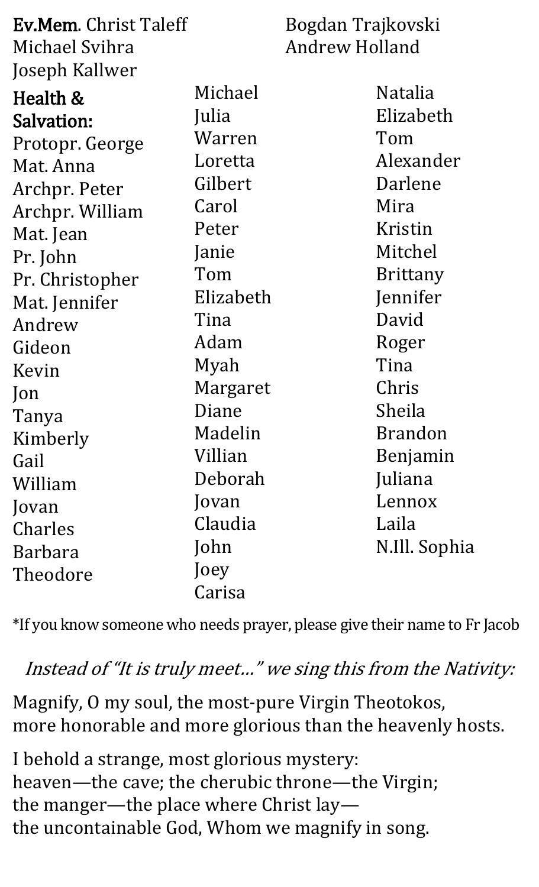**Ev.Mem.** Christ Taleff
Michael Svihra
Joseph Kallwer
Bogdan Trajkovski
Andrew Holland

**Health & Salvation:**
Protopr. George
Mat. Anna
Archpr. Peter
Archpr. William
Mat. Jean
Pr. John
Pr. Christopher
Mat. Jennifer
Andrew
Gideon
Kevin
Jon
Tanya
Kimberly
Gail
William
Jovan
Charles
Barbara
Theodore
Michael
Julia
Warren
Loretta
Gilbert
Carol
Peter
Janie
Tom
Elizabeth
Tina
Adam
Myah
Margaret
Diane
Madelin
Villian
Deborah
Jovan
Claudia
John
Joey
Carisa
Natalia
Elizabeth
Tom
Alexander
Darlene
Mira
Kristin
Mitchel
Brittany
Jennifer
David
Roger
Tina
Chris
Sheila
Brandon
Benjamin
Juliana
Lennox
Laila
N.Ill. Sophia

*If you know someone who needs prayer, please give their name to Fr Jacob

*Instead of "It is truly meet…" we sing this from the Nativity:*

Magnify, O my soul, the most-pure Virgin Theotokos,
more honorable and more glorious than the heavenly hosts.

I behold a strange, most glorious mystery:
heaven—the cave; the cherubic throne—the Virgin;
the manger—the place where Christ lay—
the uncontainable God, Whom we magnify in song.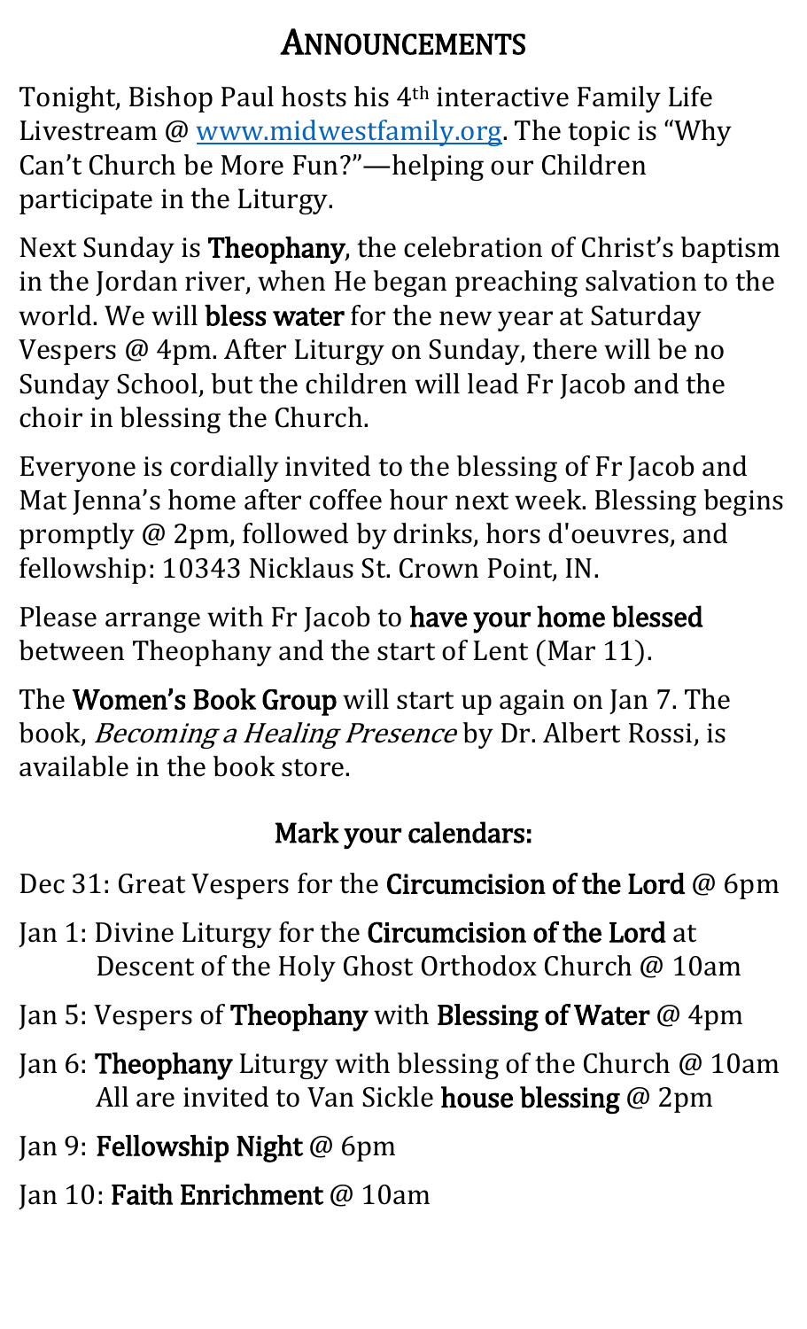# ANNOUNCEMENTS

Tonight, Bishop Paul hosts his 4th interactive Family Life Livestream @ www.midwestfamily.org. The topic is "Why Can't Church be More Fun?"—helping our Children participate in the Liturgy.

Next Sunday is **Theophany**, the celebration of Christ's baptism in the Jordan river, when He began preaching salvation to the world. We will **bless water** for the new year at Saturday Vespers @ 4pm. After Liturgy on Sunday, there will be no Sunday School, but the children will lead Fr Jacob and the choir in blessing the Church.

Everyone is cordially invited to the blessing of Fr Jacob and Mat Jenna's home after coffee hour next week. Blessing begins promptly @ 2pm, followed by drinks, hors d'oeuvres, and fellowship: 10343 Nicklaus St. Crown Point, IN.

Please arrange with Fr Jacob to **have your home blessed** between Theophany and the start of Lent (Mar 11).

The **Women's Book Group** will start up again on Jan 7. The book, *Becoming a Healing Presence* by Dr. Albert Rossi, is available in the book store.

## Mark your calendars:

Dec 31: Great Vespers for the **Circumcision of the Lord** @ 6pm

Jan 1: Divine Liturgy for the **Circumcision of the Lord** at Descent of the Holy Ghost Orthodox Church @ 10am

Jan 5: Vespers of **Theophany** with **Blessing of Water** @ 4pm

Jan 6: **Theophany** Liturgy with blessing of the Church @ 10am
All are invited to Van Sickle **house blessing** @ 2pm

Jan 9: **Fellowship Night** @ 6pm

Jan 10: **Faith Enrichment** @ 10am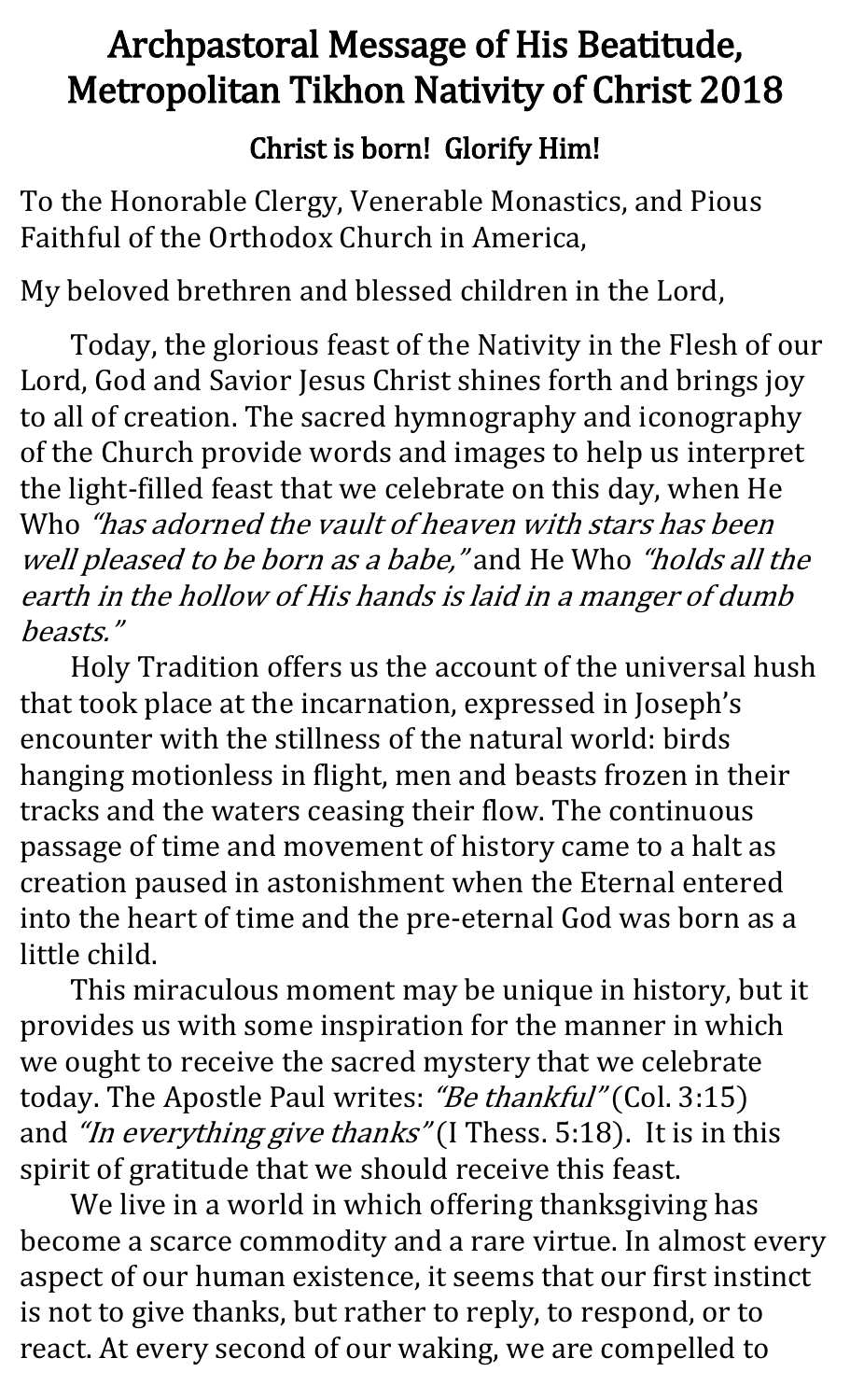# Archpastoral Message of His Beatitude, Metropolitan Tikhon Nativity of Christ 2018

## Christ is born! Glorify Him!

To the Honorable Clergy, Venerable Monastics, and Pious Faithful of the Orthodox Church in America,

My beloved brethren and blessed children in the Lord,

Today, the glorious feast of the Nativity in the Flesh of our Lord, God and Savior Jesus Christ shines forth and brings joy to all of creation. The sacred hymnography and iconography of the Church provide words and images to help us interpret the light-filled feast that we celebrate on this day, when He Who *"has adorned the vault of heaven with stars has been well pleased to be born as a babe,"* and He Who *"holds all the earth in the hollow of His hands is laid in a manger of dumb beasts."*

Holy Tradition offers us the account of the universal hush that took place at the incarnation, expressed in Joseph's encounter with the stillness of the natural world: birds hanging motionless in flight, men and beasts frozen in their tracks and the waters ceasing their flow. The continuous passage of time and movement of history came to a halt as creation paused in astonishment when the Eternal entered into the heart of time and the pre-eternal God was born as a little child.

This miraculous moment may be unique in history, but it provides us with some inspiration for the manner in which we ought to receive the sacred mystery that we celebrate today. The Apostle Paul writes: *"Be thankful"* (Col. 3:15) and *"In everything give thanks"* (I Thess. 5:18). It is in this spirit of gratitude that we should receive this feast.

We live in a world in which offering thanksgiving has become a scarce commodity and a rare virtue. In almost every aspect of our human existence, it seems that our first instinct is not to give thanks, but rather to reply, to respond, or to react. At every second of our waking, we are compelled to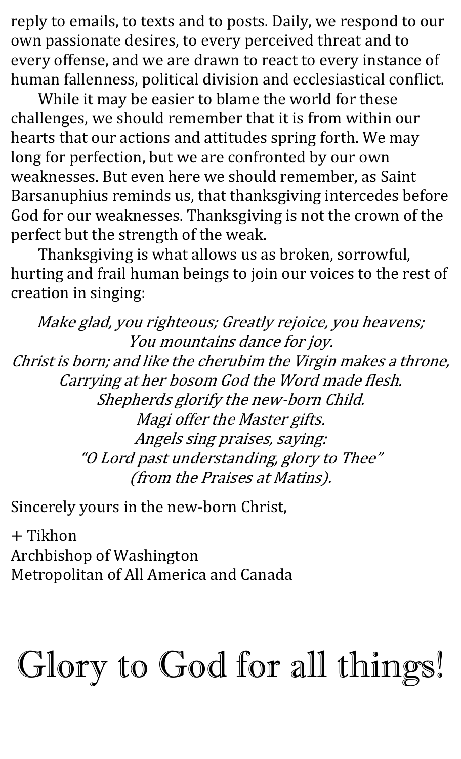reply to emails, to texts and to posts. Daily, we respond to our own passionate desires, to every perceived threat and to every offense, and we are drawn to react to every instance of human fallenness, political division and ecclesiastical conflict.

While it may be easier to blame the world for these challenges, we should remember that it is from within our hearts that our actions and attitudes spring forth. We may long for perfection, but we are confronted by our own weaknesses. But even here we should remember, as Saint Barsanuphius reminds us, that thanksgiving intercedes before God for our weaknesses. Thanksgiving is not the crown of the perfect but the strength of the weak.

Thanksgiving is what allows us as broken, sorrowful, hurting and frail human beings to join our voices to the rest of creation in singing:

*Make glad, you righteous; Greatly rejoice, you heavens;*
*You mountains dance for joy.*
*Christ is born; and like the cherubim the Virgin makes a throne,*
*Carrying at her bosom God the Word made flesh.*
*Shepherds glorify the new-born Child.*
*Magi offer the Master gifts.*
*Angels sing praises, saying:*
*"O Lord past understanding, glory to Thee"*
*(from the Praises at Matins).*

Sincerely yours in the new-born Christ,

\+ Tikhon
Archbishop of Washington
Metropolitan of All America and Canada

# Glory to God for all things!